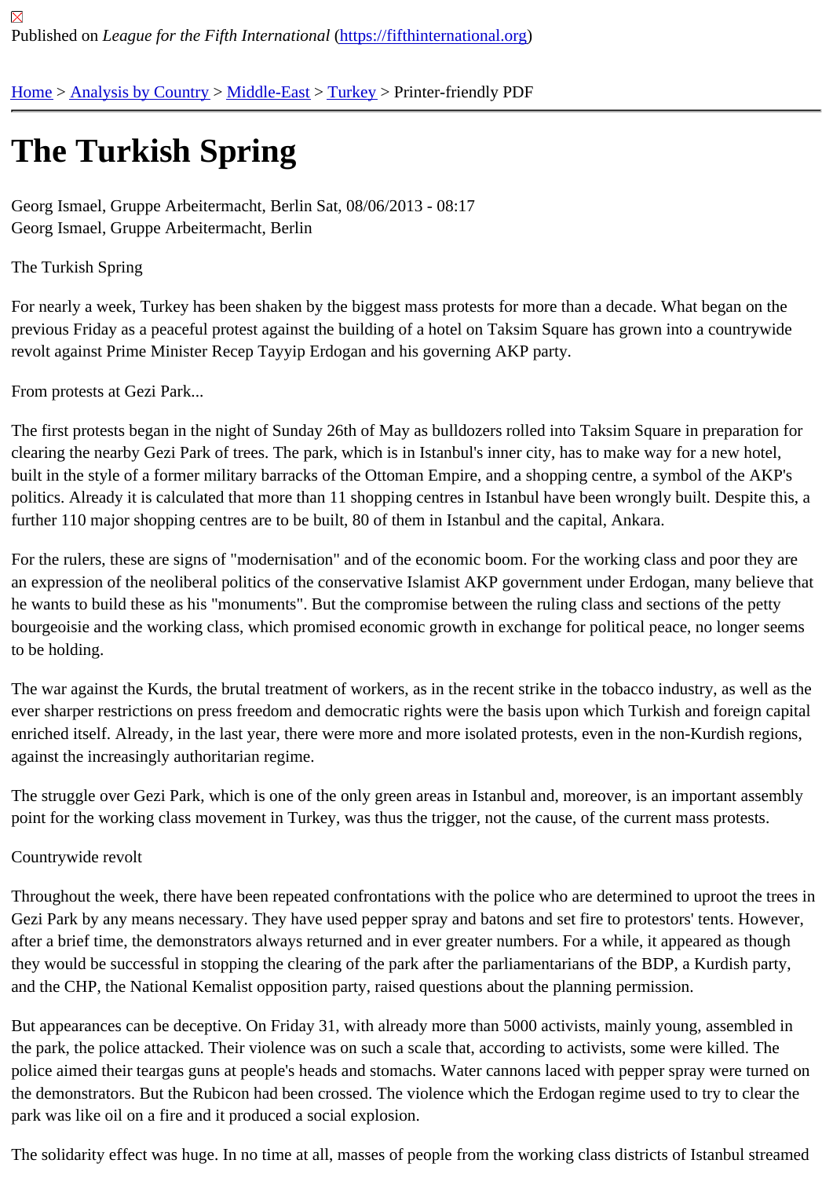Published on *League for the Fifth International* (https://fifthinternational.org)

Home > Analysis by Country > Middle-East > Turkey > Printer-friendly PDF

# The Turkish Spring

Georg Ismael, Gruppe Arbeitermacht, Berlin Sat, 08/06/2013 - 08:17
Georg Ismael, Gruppe Arbeitermacht, Berlin

The Turkish Spring

For nearly a week, Turkey has been shaken by the biggest mass protests for more than a decade. What began on the previous Friday as a peaceful protest against the building of a hotel on Taksim Square has grown into a countrywide revolt against Prime Minister Recep Tayyip Erdogan and his governing AKP party.

From protests at Gezi Park...

The first protests began in the night of Sunday 26th of May as bulldozers rolled into Taksim Square in preparation for clearing the nearby Gezi Park of trees. The park, which is in Istanbul's inner city, has to make way for a new hotel, built in the style of a former military barracks of the Ottoman Empire, and a shopping centre, a symbol of the AKP's politics. Already it is calculated that more than 11 shopping centres in Istanbul have been wrongly built. Despite this, a further 110 major shopping centres are to be built, 80 of them in Istanbul and the capital, Ankara.

For the rulers, these are signs of "modernisation" and of the economic boom. For the working class and poor they are an expression of the neoliberal politics of the conservative Islamist AKP government under Erdogan, many believe that he wants to build these as his "monuments". But the compromise between the ruling class and sections of the petty bourgeoisie and the working class, which promised economic growth in exchange for political peace, no longer seems to be holding.

The war against the Kurds, the brutal treatment of workers, as in the recent strike in the tobacco industry, as well as the ever sharper restrictions on press freedom and democratic rights were the basis upon which Turkish and foreign capital enriched itself. Already, in the last year, there were more and more isolated protests, even in the non-Kurdish regions, against the increasingly authoritarian regime.

The struggle over Gezi Park, which is one of the only green areas in Istanbul and, moreover, is an important assembly point for the working class movement in Turkey, was thus the trigger, not the cause, of the current mass protests.

Countrywide revolt

Throughout the week, there have been repeated confrontations with the police who are determined to uproot the trees in Gezi Park by any means necessary. They have used pepper spray and batons and set fire to protestors' tents. However, after a brief time, the demonstrators always returned and in ever greater numbers. For a while, it appeared as though they would be successful in stopping the clearing of the park after the parliamentarians of the BDP, a Kurdish party, and the CHP, the National Kemalist opposition party, raised questions about the planning permission.

But appearances can be deceptive. On Friday 31, with already more than 5000 activists, mainly young, assembled in the park, the police attacked. Their violence was on such a scale that, according to activists, some were killed. The police aimed their teargas guns at people's heads and stomachs. Water cannons laced with pepper spray were turned on the demonstrators. But the Rubicon had been crossed. The violence which the Erdogan regime used to try to clear the park was like oil on a fire and it produced a social explosion.

The solidarity effect was huge. In no time at all, masses of people from the working class districts of Istanbul streamed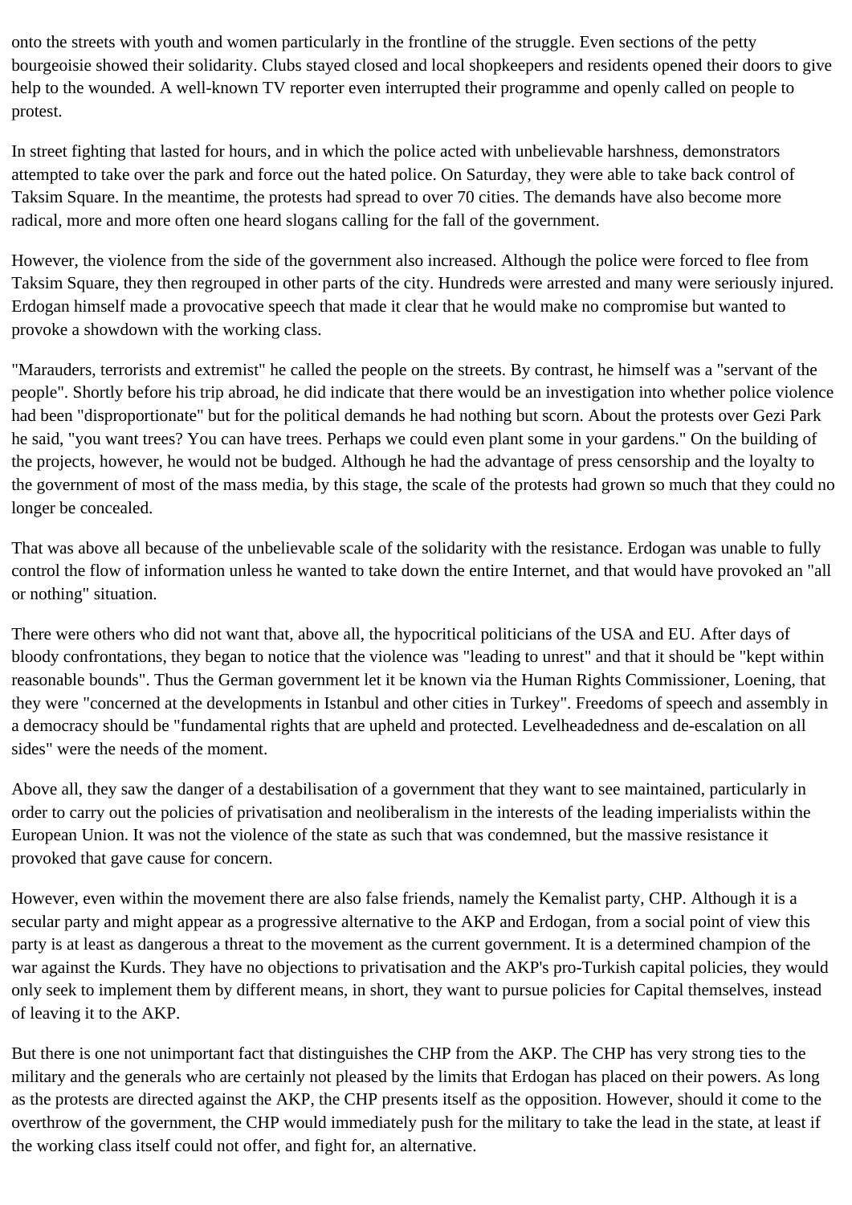onto the streets with youth and women particularly in the frontline of the struggle. Even sections of the petty bourgeoisie showed their solidarity. Clubs stayed closed and local shopkeepers and residents opened their doors to give help to the wounded. A well-known TV reporter even interrupted their programme and openly called on people to protest.

In street fighting that lasted for hours, and in which the police acted with unbelievable harshness, demonstrators attempted to take over the park and force out the hated police. On Saturday, they were able to take back control of Taksim Square. In the meantime, the protests had spread to over 70 cities. The demands have also become more radical, more and more often one heard slogans calling for the fall of the government.

However, the violence from the side of the government also increased. Although the police were forced to flee from Taksim Square, they then regrouped in other parts of the city. Hundreds were arrested and many were seriously injured. Erdogan himself made a provocative speech that made it clear that he would make no compromise but wanted to provoke a showdown with the working class.

"Marauders, terrorists and extremist" he called the people on the streets. By contrast, he himself was a "servant of the people". Shortly before his trip abroad, he did indicate that there would be an investigation into whether police violence had been "disproportionate" but for the political demands he had nothing but scorn. About the protests over Gezi Park he said, "you want trees? You can have trees. Perhaps we could even plant some in your gardens." On the building of the projects, however, he would not be budged. Although he had the advantage of press censorship and the loyalty to the government of most of the mass media, by this stage, the scale of the protests had grown so much that they could no longer be concealed.

That was above all because of the unbelievable scale of the solidarity with the resistance. Erdogan was unable to fully control the flow of information unless he wanted to take down the entire Internet, and that would have provoked an "all or nothing" situation.

There were others who did not want that, above all, the hypocritical politicians of the USA and EU. After days of bloody confrontations, they began to notice that the violence was "leading to unrest" and that it should be "kept within reasonable bounds". Thus the German government let it be known via the Human Rights Commissioner, Loening, that they were "concerned at the developments in Istanbul and other cities in Turkey". Freedoms of speech and assembly in a democracy should be "fundamental rights that are upheld and protected. Levelheadedness and de-escalation on all sides" were the needs of the moment.

Above all, they saw the danger of a destabilisation of a government that they want to see maintained, particularly in order to carry out the policies of privatisation and neoliberalism in the interests of the leading imperialists within the European Union. It was not the violence of the state as such that was condemned, but the massive resistance it provoked that gave cause for concern.

However, even within the movement there are also false friends, namely the Kemalist party, CHP. Although it is a secular party and might appear as a progressive alternative to the AKP and Erdogan, from a social point of view this party is at least as dangerous a threat to the movement as the current government. It is a determined champion of the war against the Kurds. They have no objections to privatisation and the AKP's pro-Turkish capital policies, they would only seek to implement them by different means, in short, they want to pursue policies for Capital themselves, instead of leaving it to the AKP.

But there is one not unimportant fact that distinguishes the CHP from the AKP. The CHP has very strong ties to the military and the generals who are certainly not pleased by the limits that Erdogan has placed on their powers. As long as the protests are directed against the AKP, the CHP presents itself as the opposition. However, should it come to the overthrow of the government, the CHP would immediately push for the military to take the lead in the state, at least if the working class itself could not offer, and fight for, an alternative.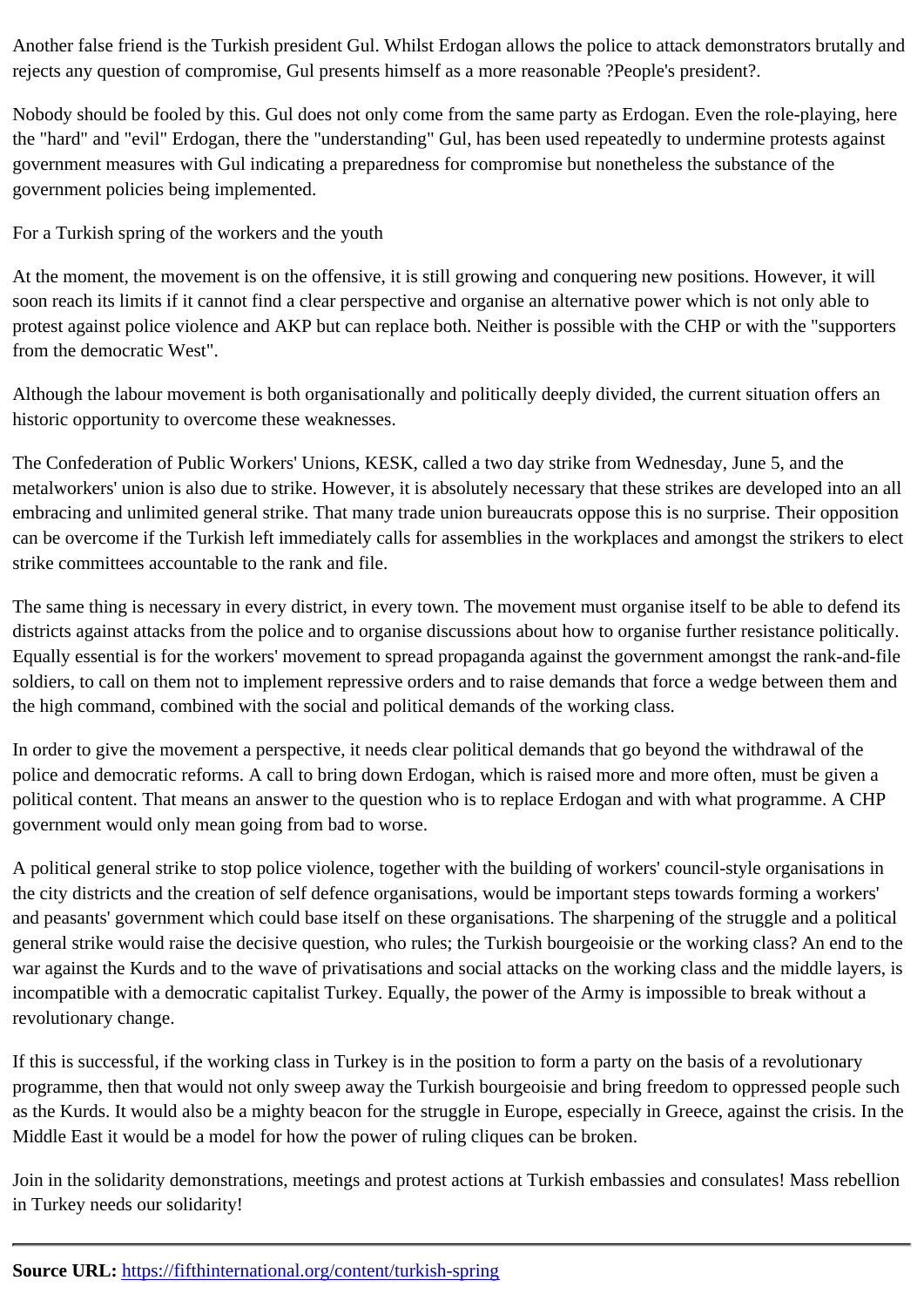Another false friend is the Turkish president Gul. Whilst Erdogan allows the police to attack demonstrators brutally and rejects any question of compromise, Gul presents himself as a more reasonable ?People's president?.

Nobody should be fooled by this. Gul does not only come from the same party as Erdogan. Even the role-playing, here the "hard" and "evil" Erdogan, there the "understanding" Gul, has been used repeatedly to undermine protests against government measures with Gul indicating a preparedness for compromise but nonetheless the substance of the government policies being implemented.

For a Turkish spring of the workers and the youth

At the moment, the movement is on the offensive, it is still growing and conquering new positions. However, it will soon reach its limits if it cannot find a clear perspective and organise an alternative power which is not only able to protest against police violence and AKP but can replace both. Neither is possible with the CHP or with the "supporters from the democratic West".

Although the labour movement is both organisationally and politically deeply divided, the current situation offers an historic opportunity to overcome these weaknesses.

The Confederation of Public Workers' Unions, KESK, called a two day strike from Wednesday, June 5, and the metalworkers' union is also due to strike. However, it is absolutely necessary that these strikes are developed into an all embracing and unlimited general strike. That many trade union bureaucrats oppose this is no surprise. Their opposition can be overcome if the Turkish left immediately calls for assemblies in the workplaces and amongst the strikers to elect strike committees accountable to the rank and file.

The same thing is necessary in every district, in every town. The movement must organise itself to be able to defend its districts against attacks from the police and to organise discussions about how to organise further resistance politically. Equally essential is for the workers' movement to spread propaganda against the government amongst the rank-and-file soldiers, to call on them not to implement repressive orders and to raise demands that force a wedge between them and the high command, combined with the social and political demands of the working class.

In order to give the movement a perspective, it needs clear political demands that go beyond the withdrawal of the police and democratic reforms. A call to bring down Erdogan, which is raised more and more often, must be given a political content. That means an answer to the question who is to replace Erdogan and with what programme. A CHP government would only mean going from bad to worse.

A political general strike to stop police violence, together with the building of workers' council-style organisations in the city districts and the creation of self defence organisations, would be important steps towards forming a workers' and peasants' government which could base itself on these organisations. The sharpening of the struggle and a political general strike would raise the decisive question, who rules; the Turkish bourgeoisie or the working class? An end to the war against the Kurds and to the wave of privatisations and social attacks on the working class and the middle layers, is incompatible with a democratic capitalist Turkey. Equally, the power of the Army is impossible to break without a revolutionary change.

If this is successful, if the working class in Turkey is in the position to form a party on the basis of a revolutionary programme, then that would not only sweep away the Turkish bourgeoisie and bring freedom to oppressed people such as the Kurds. It would also be a mighty beacon for the struggle in Europe, especially in Greece, against the crisis. In the Middle East it would be a model for how the power of ruling cliques can be broken.

Join in the solidarity demonstrations, meetings and protest actions at Turkish embassies and consulates! Mass rebellion in Turkey needs our solidarity!

---

**Source URL:** https://fifthinternational.org/content/turkish-spring